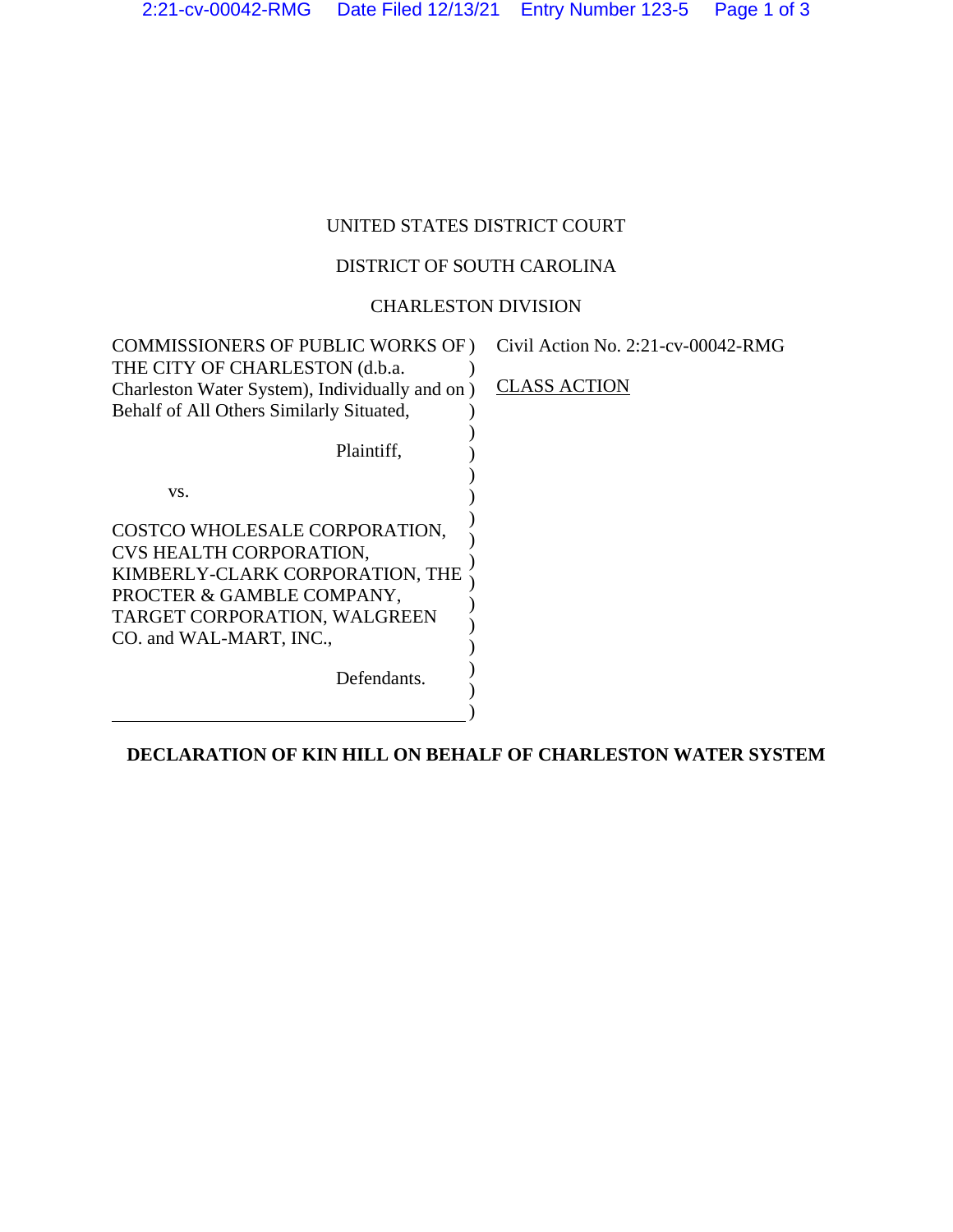UNITED STATES DISTRICT COURT

DISTRICT OF SOUTH CAROLINA

CHARLESTON DIVISION

COMMISSIONERS OF PUBLIC WORKS OF THE CITY OF CHARLESTON (d.b.a. Charleston Water System), Individually and on Behalf of All Others Similarly Situated,

Plaintiff,

vs.

COSTCO WHOLESALE CORPORATION, CVS HEALTH CORPORATION, KIMBERLY-CLARK CORPORATION, THE PROCTER & GAMBLE COMPANY, TARGET CORPORATION, WALGREEN CO. and WAL-MART, INC.,

Defendants.

Civil Action No. 2:21-cv-00042-RMG

CLASS ACTION

**DECLARATION OF KIN HILL ON BEHALF OF CHARLESTON WATER SYSTEM**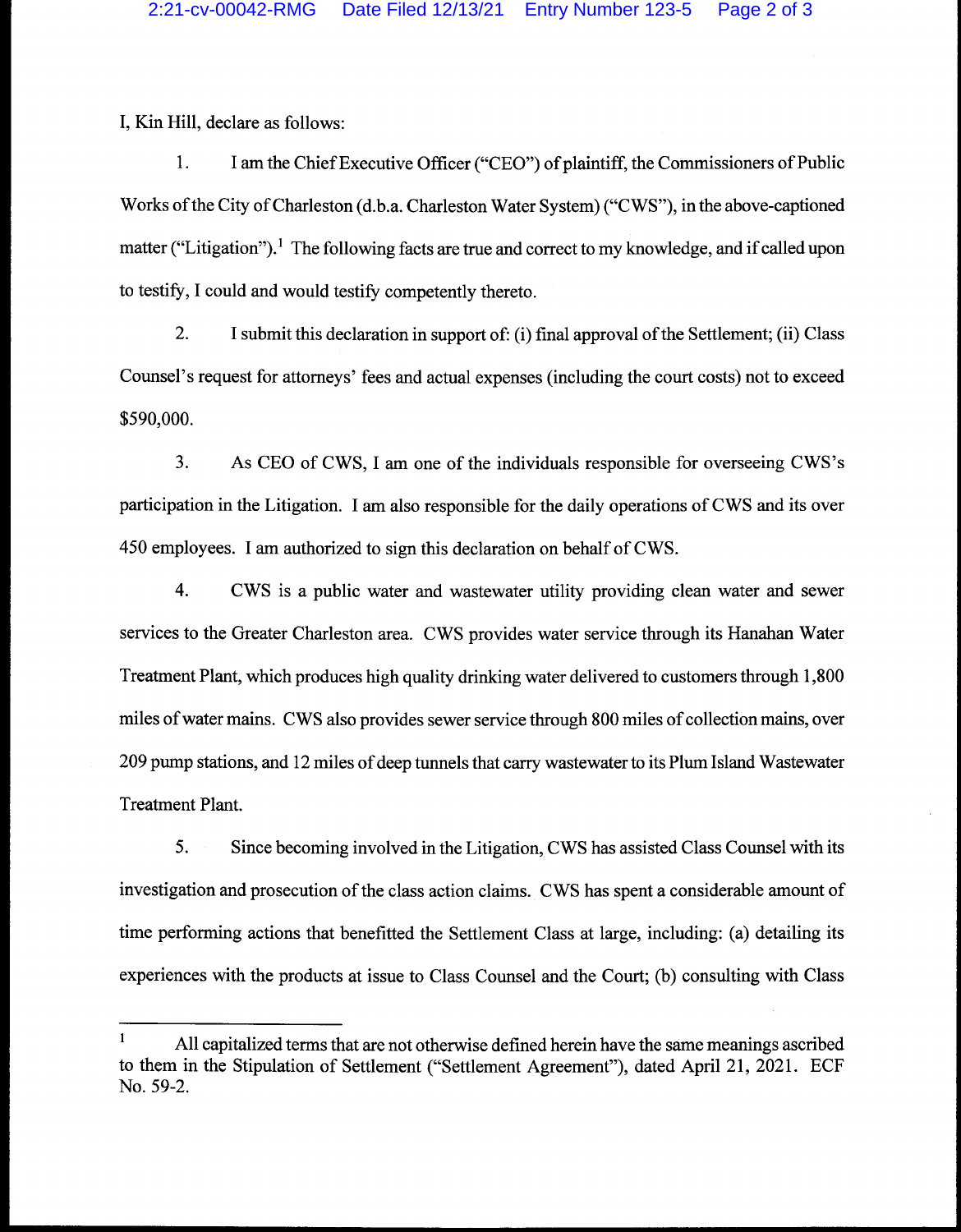I, Kin Hill, declare as follows:

1. I am the Chief Executive Officer ("CEO") of plaintiff, the Commissioners of Public Works of the City of Charleston (d.b.a. Charleston Water System) ("CWS"), in the above-captioned matter ("Litigation").[1] The following facts are true and correct to my knowledge, and if called upon to testify, I could and would testify competently thereto.

2. I submit this declaration in support of: (i) final approval of the Settlement; (ii) Class Counsel's request for attorneys' fees and actual expenses (including the court costs) not to exceed $590,000.

3. As CEO of CWS, I am one of the individuals responsible for overseeing CWS's participation in the Litigation. I am also responsible for the daily operations of CWS and its over 450 employees. I am authorized to sign this declaration on behalf of CWS.

4. CWS is a public water and wastewater utility providing clean water and sewer services to the Greater Charleston area. CWS provides water service through its Hanahan Water Treatment Plant, which produces high quality drinking water delivered to customers through 1,800 miles of water mains. CWS also provides sewer service through 800 miles of collection mains, over 209 pump stations, and 12 miles of deep tunnels that carry wastewater to its Plum Island Wastewater Treatment Plant.

5. Since becoming involved in the Litigation, CWS has assisted Class Counsel with its investigation and prosecution of the class action claims. CWS has spent a considerable amount of time performing actions that benefitted the Settlement Class at large, including: (a) detailing its experiences with the products at issue to Class Counsel and the Court; (b) consulting with Class

---

[1] All capitalized terms that are not otherwise defined herein have the same meanings ascribed to them in the Stipulation of Settlement ("Settlement Agreement"), dated April 21, 2021. ECF No. 59-2.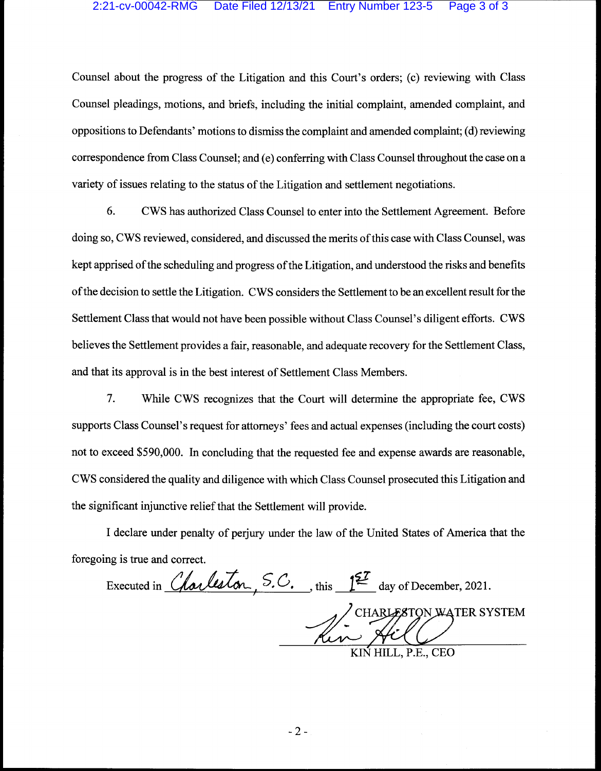Counsel about the progress of the Litigation and this Court's orders; (c) reviewing with Class Counsel pleadings, motions, and briefs, including the initial complaint, amended complaint, and oppositions to Defendants' motions to dismiss the complaint and amended complaint; (d) reviewing correspondence from Class Counsel; and (e) conferring with Class Counsel throughout the case on a variety of issues relating to the status of the Litigation and settlement negotiations.

6. CWS has authorized Class Counsel to enter into the Settlement Agreement. Before doing so, CWS reviewed, considered, and discussed the merits of this case with Class Counsel, was kept apprised of the scheduling and progress of the Litigation, and understood the risks and benefits of the decision to settle the Litigation. CWS considers the Settlement to be an excellent result for the Settlement Class that would not have been possible without Class Counsel's diligent efforts. CWS believes the Settlement provides a fair, reasonable, and adequate recovery for the Settlement Class, and that its approval is in the best interest of Settlement Class Members.

7. While CWS recognizes that the Court will determine the appropriate fee, CWS supports Class Counsel's request for attorneys' fees and actual expenses (including the court costs) not to exceed $590,000. In concluding that the requested fee and expense awards are reasonable, CWS considered the quality and diligence with which Class Counsel prosecuted this Litigation and the significant injunctive relief that the Settlement will provide.

I declare under penalty of perjury under the law of the United States of America that the foregoing is true and correct.

Executed in Charleston, S.C., this 1st day of December, 2021.

CHARLESTON WATER SYSTEM

*[signature]*

KIN HILL, P.E., CEO